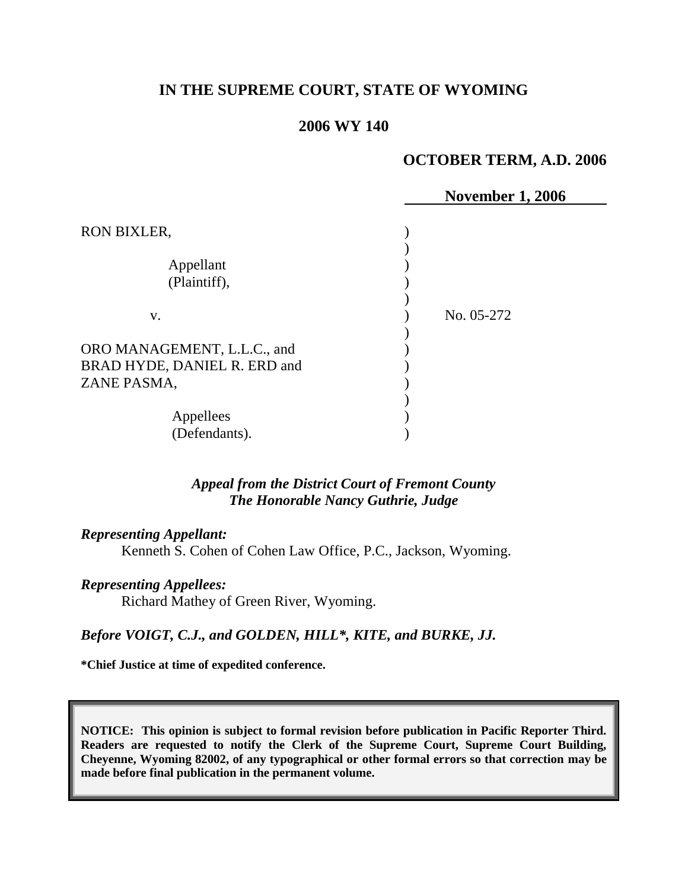# IN THE SUPREME COURT, STATE OF WYOMING

## 2006 WY 140

**OCTOBER TERM, A.D. 2006**

**November 1, 2006**

RON BIXLER,

Appellant
(Plaintiff),

v.

No. 05-272

ORO MANAGEMENT, L.L.C., and BRAD HYDE, DANIEL R. ERD and ZANE PASMA,

Appellees
(Defendants).

***Appeal from the District Court of Fremont County***
***The Honorable Nancy Guthrie, Judge***

***Representing Appellant:***
Kenneth S. Cohen of Cohen Law Office, P.C., Jackson, Wyoming.

***Representing Appellees:***
Richard Mathey of Green River, Wyoming.

***Before VOIGT, C.J., and GOLDEN, HILL\*, KITE, and BURKE, JJ.***

**\*Chief Justice at time of expedited conference.**

**NOTICE: This opinion is subject to formal revision before publication in Pacific Reporter Third. Readers are requested to notify the Clerk of the Supreme Court, Supreme Court Building, Cheyenne, Wyoming 82002, of any typographical or other formal errors so that correction may be made before final publication in the permanent volume.**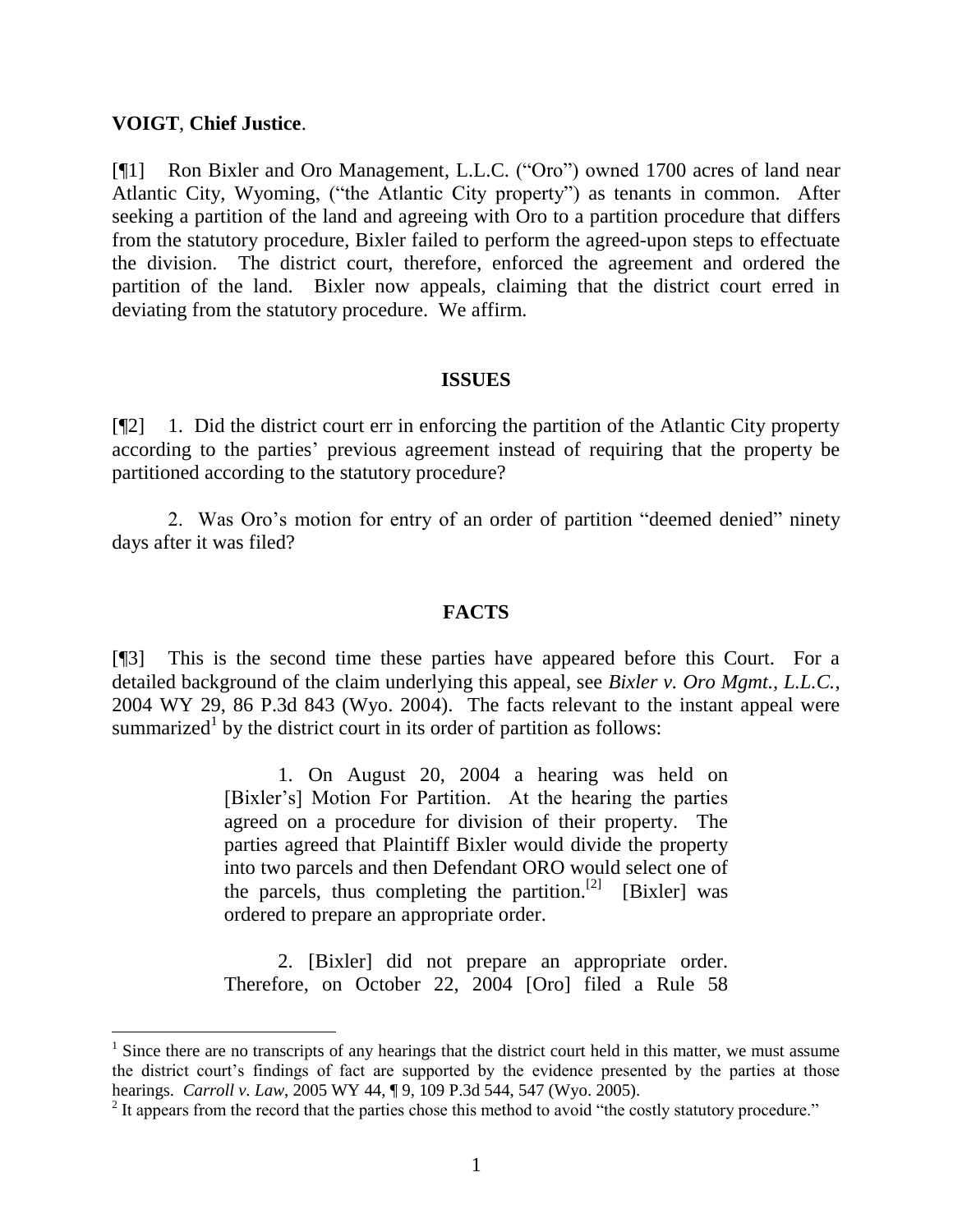**VOIGT**, **Chief Justice**.

[¶1] Ron Bixler and Oro Management, L.L.C. ("Oro") owned 1700 acres of land near Atlantic City, Wyoming, ("the Atlantic City property") as tenants in common. After seeking a partition of the land and agreeing with Oro to a partition procedure that differs from the statutory procedure, Bixler failed to perform the agreed-upon steps to effectuate the division. The district court, therefore, enforced the agreement and ordered the partition of the land. Bixler now appeals, claiming that the district court erred in deviating from the statutory procedure. We affirm.

## ISSUES

[¶2] 1. Did the district court err in enforcing the partition of the Atlantic City property according to the parties' previous agreement instead of requiring that the property be partitioned according to the statutory procedure?

2. Was Oro's motion for entry of an order of partition "deemed denied" ninety days after it was filed?

## FACTS

[¶3] This is the second time these parties have appeared before this Court. For a detailed background of the claim underlying this appeal, see *Bixler v. Oro Mgmt., L.L.C.*, 2004 WY 29, 86 P.3d 843 (Wyo. 2004). The facts relevant to the instant appeal were summarized[1] by the district court in its order of partition as follows:

> 1. On August 20, 2004 a hearing was held on [Bixler's] Motion For Partition. At the hearing the parties agreed on a procedure for division of their property. The parties agreed that Plaintiff Bixler would divide the property into two parcels and then Defendant ORO would select one of the parcels, thus completing the partition.[2] [Bixler] was ordered to prepare an appropriate order.
>
> 2. [Bixler] did not prepare an appropriate order. Therefore, on October 22, 2004 [Oro] filed a Rule 58

---

[1] Since there are no transcripts of any hearings that the district court held in this matter, we must assume the district court's findings of fact are supported by the evidence presented by the parties at those hearings. *Carroll v. Law*, 2005 WY 44, ¶ 9, 109 P.3d 544, 547 (Wyo. 2005).

[2] It appears from the record that the parties chose this method to avoid "the costly statutory procedure."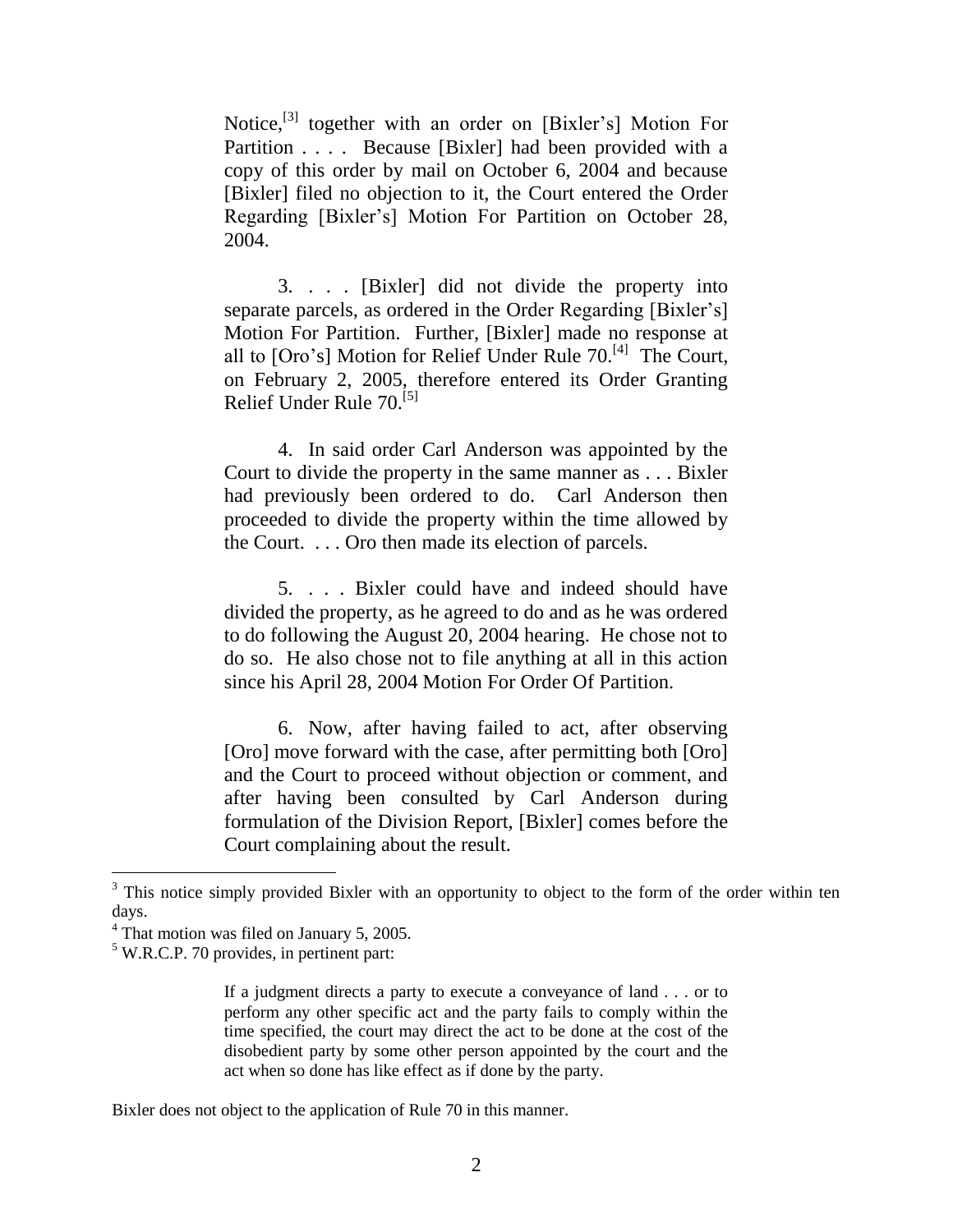> Notice,[3] together with an order on [Bixler's] Motion For Partition . . . . Because [Bixler] had been provided with a copy of this order by mail on October 6, 2004 and because [Bixler] filed no objection to it, the Court entered the Order Regarding [Bixler's] Motion For Partition on October 28, 2004.
>
> 3. . . . [Bixler] did not divide the property into separate parcels, as ordered in the Order Regarding [Bixler's] Motion For Partition. Further, [Bixler] made no response at all to [Oro's] Motion for Relief Under Rule 70.[4] The Court, on February 2, 2005, therefore entered its Order Granting Relief Under Rule 70.[5]
>
> 4. In said order Carl Anderson was appointed by the Court to divide the property in the same manner as . . . Bixler had previously been ordered to do. Carl Anderson then proceeded to divide the property within the time allowed by the Court. . . . Oro then made its election of parcels.
>
> 5. . . . Bixler could have and indeed should have divided the property, as he agreed to do and as he was ordered to do following the August 20, 2004 hearing. He chose not to do so. He also chose not to file anything at all in this action since his April 28, 2004 Motion For Order Of Partition.
>
> 6. Now, after having failed to act, after observing [Oro] move forward with the case, after permitting both [Oro] and the Court to proceed without objection or comment, and after having been consulted by Carl Anderson during formulation of the Division Report, [Bixler] comes before the Court complaining about the result.

---

[3] This notice simply provided Bixler with an opportunity to object to the form of the order within ten days.

[4] That motion was filed on January 5, 2005.

[5] W.R.C.P. 70 provides, in pertinent part:

> If a judgment directs a party to execute a conveyance of land . . . or to perform any other specific act and the party fails to comply within the time specified, the court may direct the act to be done at the cost of the disobedient party by some other person appointed by the court and the act when so done has like effect as if done by the party.

Bixler does not object to the application of Rule 70 in this manner.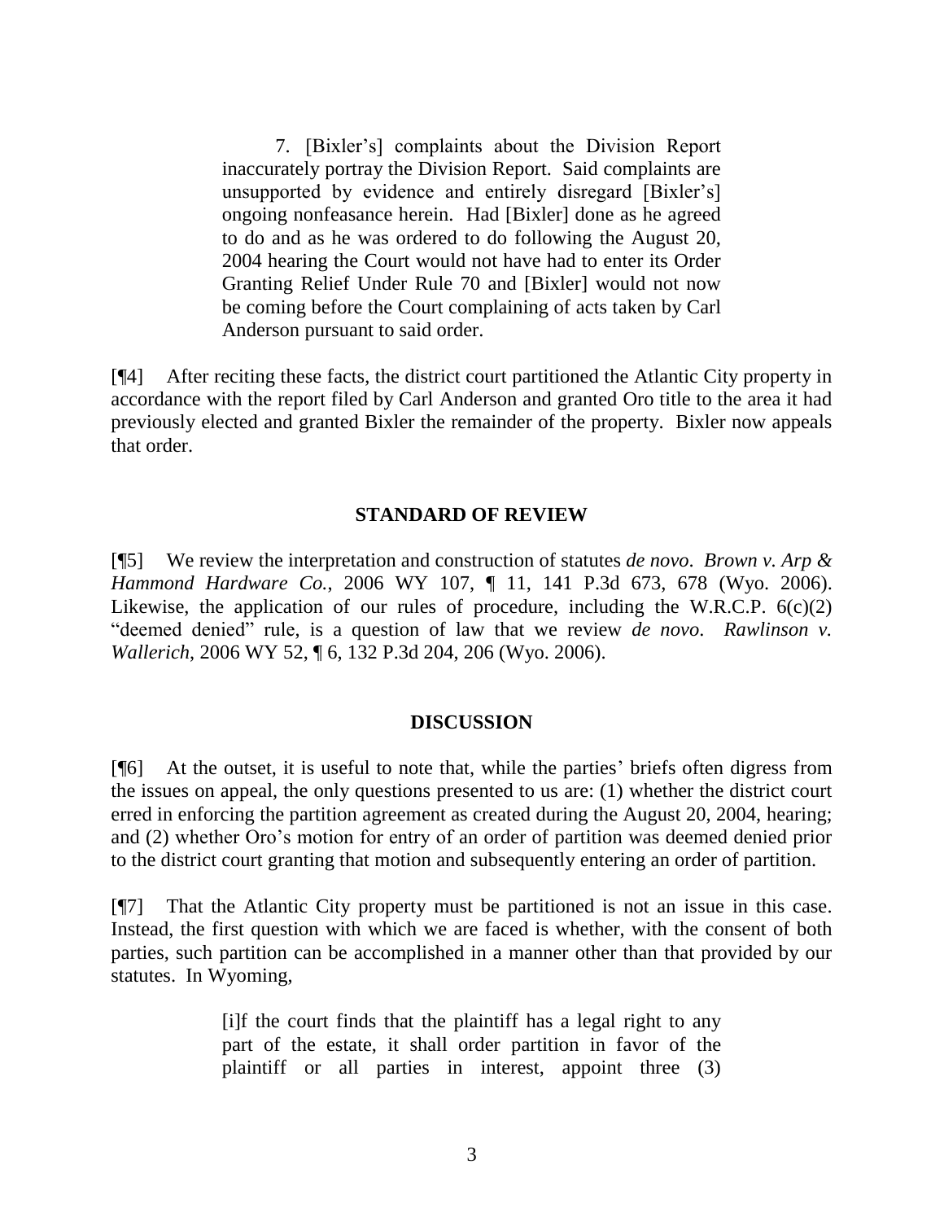> 7. [Bixler's] complaints about the Division Report inaccurately portray the Division Report. Said complaints are unsupported by evidence and entirely disregard [Bixler's] ongoing nonfeasance herein. Had [Bixler] done as he agreed to do and as he was ordered to do following the August 20, 2004 hearing the Court would not have had to enter its Order Granting Relief Under Rule 70 and [Bixler] would not now be coming before the Court complaining of acts taken by Carl Anderson pursuant to said order.

[¶4] After reciting these facts, the district court partitioned the Atlantic City property in accordance with the report filed by Carl Anderson and granted Oro title to the area it had previously elected and granted Bixler the remainder of the property. Bixler now appeals that order.

## STANDARD OF REVIEW

[¶5] We review the interpretation and construction of statutes *de novo*. *Brown v. Arp & Hammond Hardware Co.*, 2006 WY 107, ¶ 11, 141 P.3d 673, 678 (Wyo. 2006). Likewise, the application of our rules of procedure, including the W.R.C.P. 6(c)(2) "deemed denied" rule, is a question of law that we review *de novo*. *Rawlinson v. Wallerich*, 2006 WY 52, ¶ 6, 132 P.3d 204, 206 (Wyo. 2006).

## DISCUSSION

[¶6] At the outset, it is useful to note that, while the parties' briefs often digress from the issues on appeal, the only questions presented to us are: (1) whether the district court erred in enforcing the partition agreement as created during the August 20, 2004, hearing; and (2) whether Oro's motion for entry of an order of partition was deemed denied prior to the district court granting that motion and subsequently entering an order of partition.

[¶7] That the Atlantic City property must be partitioned is not an issue in this case. Instead, the first question with which we are faced is whether, with the consent of both parties, such partition can be accomplished in a manner other than that provided by our statutes. In Wyoming,

> [i]f the court finds that the plaintiff has a legal right to any part of the estate, it shall order partition in favor of the plaintiff or all parties in interest, appoint three (3)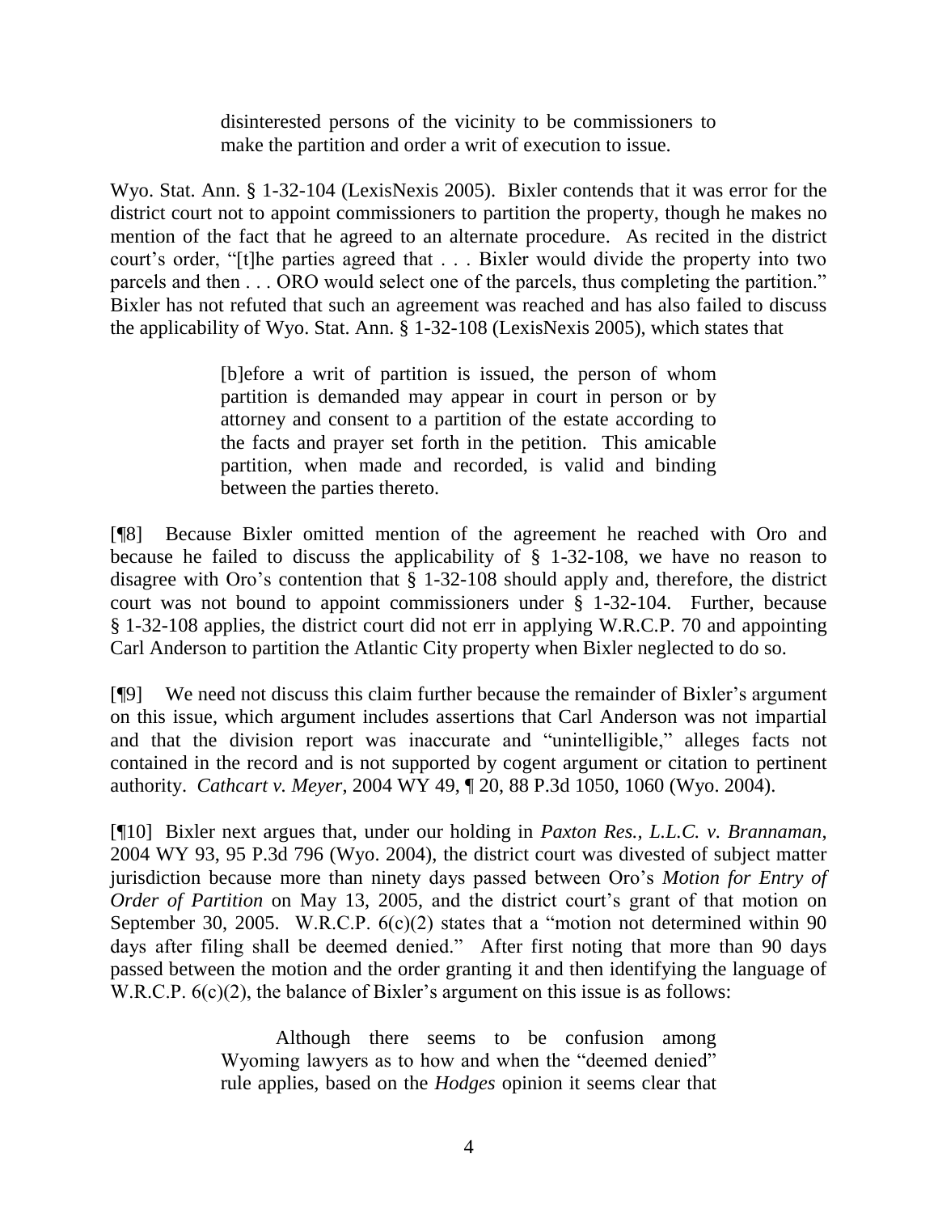> disinterested persons of the vicinity to be commissioners to make the partition and order a writ of execution to issue.

Wyo. Stat. Ann. § 1-32-104 (LexisNexis 2005). Bixler contends that it was error for the district court not to appoint commissioners to partition the property, though he makes no mention of the fact that he agreed to an alternate procedure. As recited in the district court's order, "[t]he parties agreed that . . . Bixler would divide the property into two parcels and then . . . ORO would select one of the parcels, thus completing the partition." Bixler has not refuted that such an agreement was reached and has also failed to discuss the applicability of Wyo. Stat. Ann. § 1-32-108 (LexisNexis 2005), which states that

> [b]efore a writ of partition is issued, the person of whom partition is demanded may appear in court in person or by attorney and consent to a partition of the estate according to the facts and prayer set forth in the petition. This amicable partition, when made and recorded, is valid and binding between the parties thereto.

[¶8] Because Bixler omitted mention of the agreement he reached with Oro and because he failed to discuss the applicability of § 1-32-108, we have no reason to disagree with Oro's contention that § 1-32-108 should apply and, therefore, the district court was not bound to appoint commissioners under § 1-32-104. Further, because § 1-32-108 applies, the district court did not err in applying W.R.C.P. 70 and appointing Carl Anderson to partition the Atlantic City property when Bixler neglected to do so.

[¶9] We need not discuss this claim further because the remainder of Bixler's argument on this issue, which argument includes assertions that Carl Anderson was not impartial and that the division report was inaccurate and "unintelligible," alleges facts not contained in the record and is not supported by cogent argument or citation to pertinent authority. *Cathcart v. Meyer*, 2004 WY 49, ¶ 20, 88 P.3d 1050, 1060 (Wyo. 2004).

[¶10] Bixler next argues that, under our holding in *Paxton Res., L.L.C. v. Brannaman*, 2004 WY 93, 95 P.3d 796 (Wyo. 2004), the district court was divested of subject matter jurisdiction because more than ninety days passed between Oro's *Motion for Entry of Order of Partition* on May 13, 2005, and the district court's grant of that motion on September 30, 2005. W.R.C.P. 6(c)(2) states that a "motion not determined within 90 days after filing shall be deemed denied." After first noting that more than 90 days passed between the motion and the order granting it and then identifying the language of W.R.C.P. 6(c)(2), the balance of Bixler's argument on this issue is as follows:

> Although there seems to be confusion among Wyoming lawyers as to how and when the "deemed denied" rule applies, based on the *Hodges* opinion it seems clear that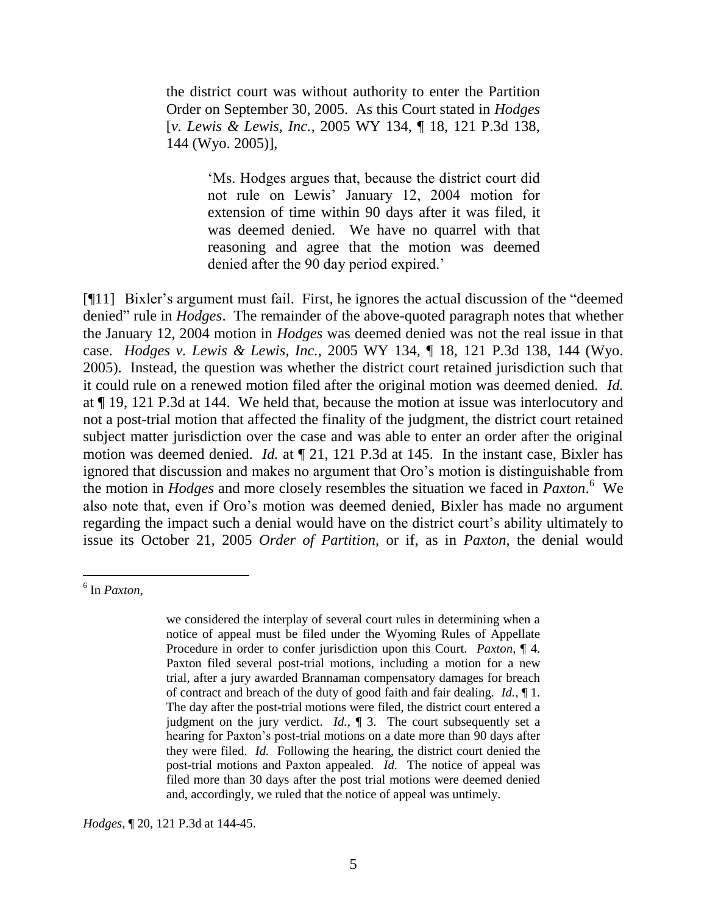> the district court was without authority to enter the Partition Order on September 30, 2005. As this Court stated in *Hodges* [*v. Lewis & Lewis, Inc.*, 2005 WY 134, ¶ 18, 121 P.3d 138, 144 (Wyo. 2005)],
>
> > 'Ms. Hodges argues that, because the district court did not rule on Lewis' January 12, 2004 motion for extension of time within 90 days after it was filed, it was deemed denied. We have no quarrel with that reasoning and agree that the motion was deemed denied after the 90 day period expired.'

[¶11] Bixler's argument must fail. First, he ignores the actual discussion of the "deemed denied" rule in *Hodges*. The remainder of the above-quoted paragraph notes that whether the January 12, 2004 motion in *Hodges* was deemed denied was not the real issue in that case. *Hodges v. Lewis & Lewis, Inc.*, 2005 WY 134, ¶ 18, 121 P.3d 138, 144 (Wyo. 2005). Instead, the question was whether the district court retained jurisdiction such that it could rule on a renewed motion filed after the original motion was deemed denied. *Id.* at ¶ 19, 121 P.3d at 144. We held that, because the motion at issue was interlocutory and not a post-trial motion that affected the finality of the judgment, the district court retained subject matter jurisdiction over the case and was able to enter an order after the original motion was deemed denied. *Id.* at ¶ 21, 121 P.3d at 145. In the instant case, Bixler has ignored that discussion and makes no argument that Oro's motion is distinguishable from the motion in *Hodges* and more closely resembles the situation we faced in *Paxton*.[6] We also note that, even if Oro's motion was deemed denied, Bixler has made no argument regarding the impact such a denial would have on the district court's ability ultimately to issue its October 21, 2005 *Order of Partition*, or if, as in *Paxton*, the denial would

---

[6] In *Paxton*,

> we considered the interplay of several court rules in determining when a notice of appeal must be filed under the Wyoming Rules of Appellate Procedure in order to confer jurisdiction upon this Court. *Paxton*, ¶ 4. Paxton filed several post-trial motions, including a motion for a new trial, after a jury awarded Brannaman compensatory damages for breach of contract and breach of the duty of good faith and fair dealing. *Id.*, ¶ 1. The day after the post-trial motions were filed, the district court entered a judgment on the jury verdict. *Id.*, ¶ 3. The court subsequently set a hearing for Paxton's post-trial motions on a date more than 90 days after they were filed. *Id.* Following the hearing, the district court denied the post-trial motions and Paxton appealed. *Id.* The notice of appeal was filed more than 30 days after the post trial motions were deemed denied and, accordingly, we ruled that the notice of appeal was untimely.

*Hodges*, ¶ 20, 121 P.3d at 144-45.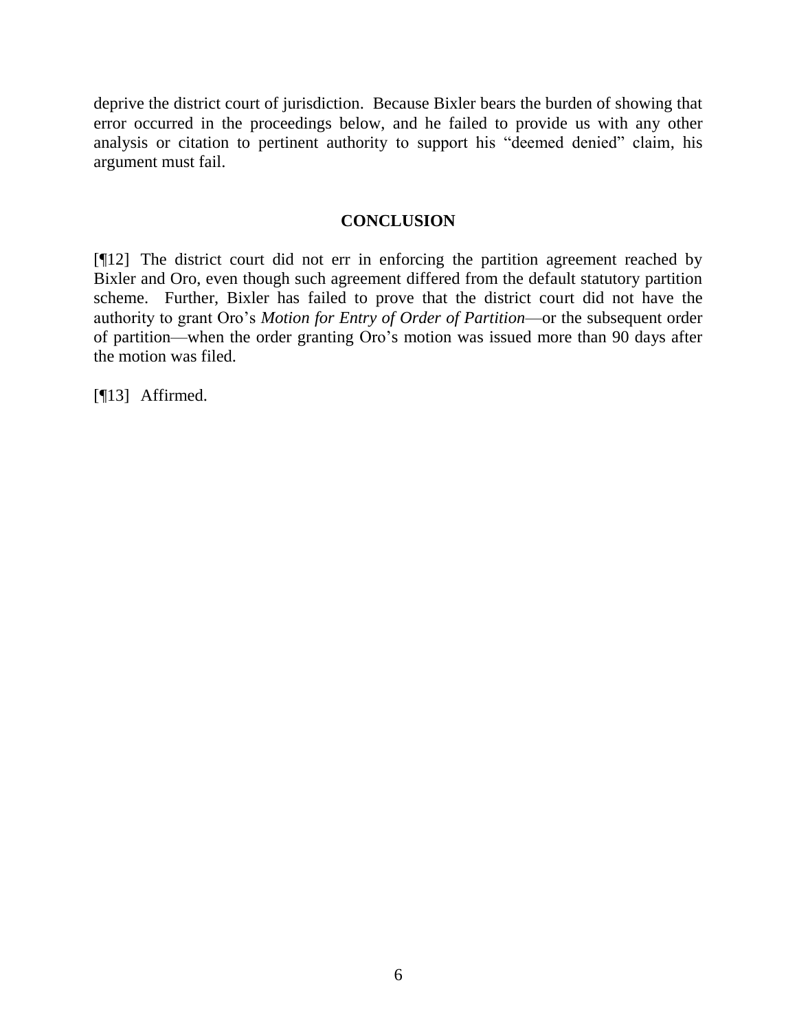deprive the district court of jurisdiction. Because Bixler bears the burden of showing that error occurred in the proceedings below, and he failed to provide us with any other analysis or citation to pertinent authority to support his "deemed denied" claim, his argument must fail.

## CONCLUSION

[¶12] The district court did not err in enforcing the partition agreement reached by Bixler and Oro, even though such agreement differed from the default statutory partition scheme. Further, Bixler has failed to prove that the district court did not have the authority to grant Oro's *Motion for Entry of Order of Partition*—or the subsequent order of partition—when the order granting Oro's motion was issued more than 90 days after the motion was filed.

[¶13] Affirmed.